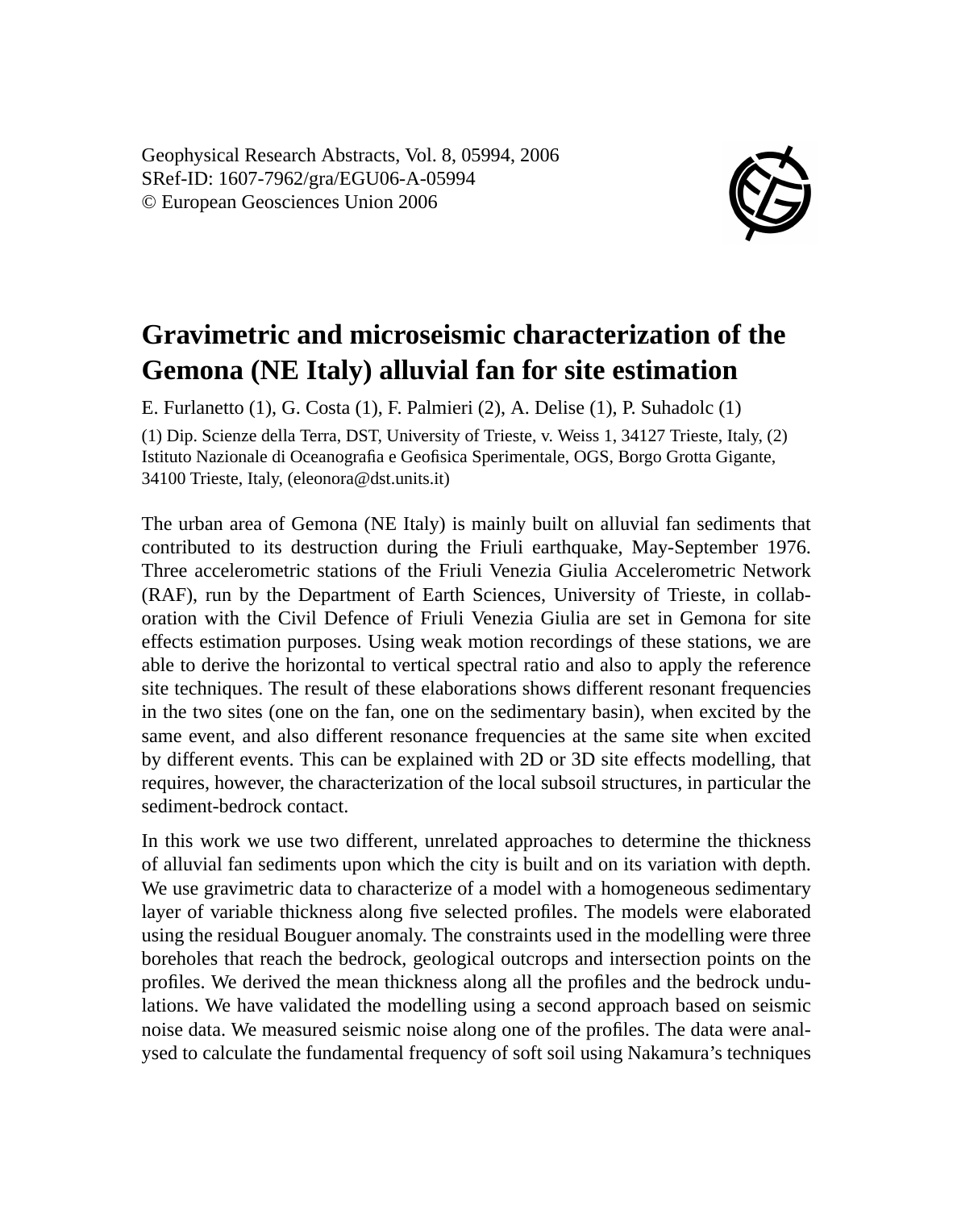Geophysical Research Abstracts, Vol. 8, 05994, 2006
SRef-ID: 1607-7962/gra/EGU06-A-05994
© European Geosciences Union 2006

# Gravimetric and microseismic characterization of the Gemona (NE Italy) alluvial fan for site estimation

E. Furlanetto (1), G. Costa (1), F. Palmieri (2), A. Delise (1), P. Suhadolc (1)

(1) Dip. Scienze della Terra, DST, University of Trieste, v. Weiss 1, 34127 Trieste, Italy, (2) Istituto Nazionale di Oceanografia e Geofisica Sperimentale, OGS, Borgo Grotta Gigante, 34100 Trieste, Italy, (eleonora@dst.units.it)

The urban area of Gemona (NE Italy) is mainly built on alluvial fan sediments that contributed to its destruction during the Friuli earthquake, May-September 1976. Three accelerometric stations of the Friuli Venezia Giulia Accelerometric Network (RAF), run by the Department of Earth Sciences, University of Trieste, in collaboration with the Civil Defence of Friuli Venezia Giulia are set in Gemona for site effects estimation purposes. Using weak motion recordings of these stations, we are able to derive the horizontal to vertical spectral ratio and also to apply the reference site techniques. The result of these elaborations shows different resonant frequencies in the two sites (one on the fan, one on the sedimentary basin), when excited by the same event, and also different resonance frequencies at the same site when excited by different events. This can be explained with 2D or 3D site effects modelling, that requires, however, the characterization of the local subsoil structures, in particular the sediment-bedrock contact.

In this work we use two different, unrelated approaches to determine the thickness of alluvial fan sediments upon which the city is built and on its variation with depth. We use gravimetric data to characterize of a model with a homogeneous sedimentary layer of variable thickness along five selected profiles. The models were elaborated using the residual Bouguer anomaly. The constraints used in the modelling were three boreholes that reach the bedrock, geological outcrops and intersection points on the profiles. We derived the mean thickness along all the profiles and the bedrock undulations. We have validated the modelling using a second approach based on seismic noise data. We measured seismic noise along one of the profiles. The data were analysed to calculate the fundamental frequency of soft soil using Nakamura's techniques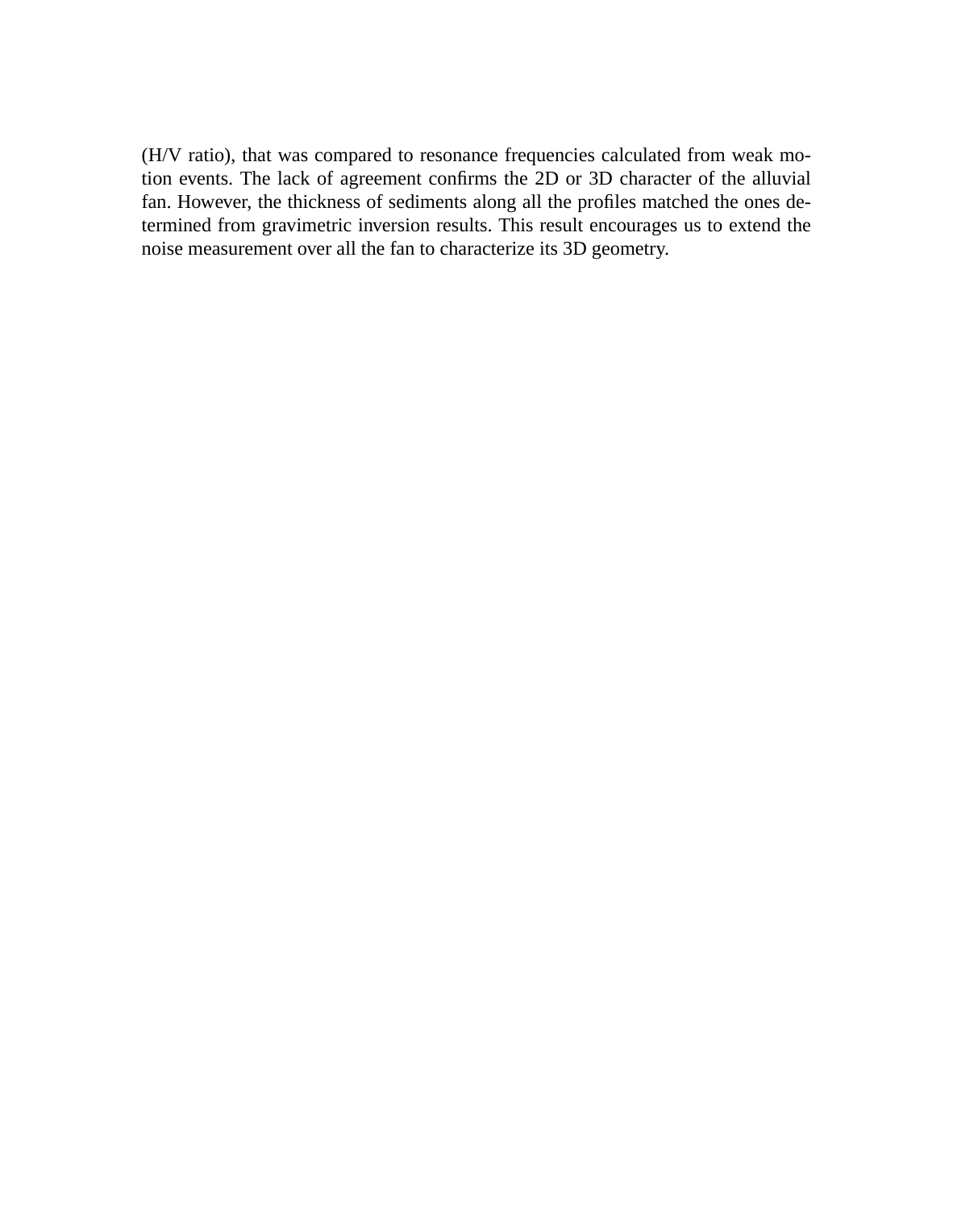(H/V ratio), that was compared to resonance frequencies calculated from weak motion events. The lack of agreement confirms the 2D or 3D character of the alluvial fan. However, the thickness of sediments along all the profiles matched the ones determined from gravimetric inversion results. This result encourages us to extend the noise measurement over all the fan to characterize its 3D geometry.